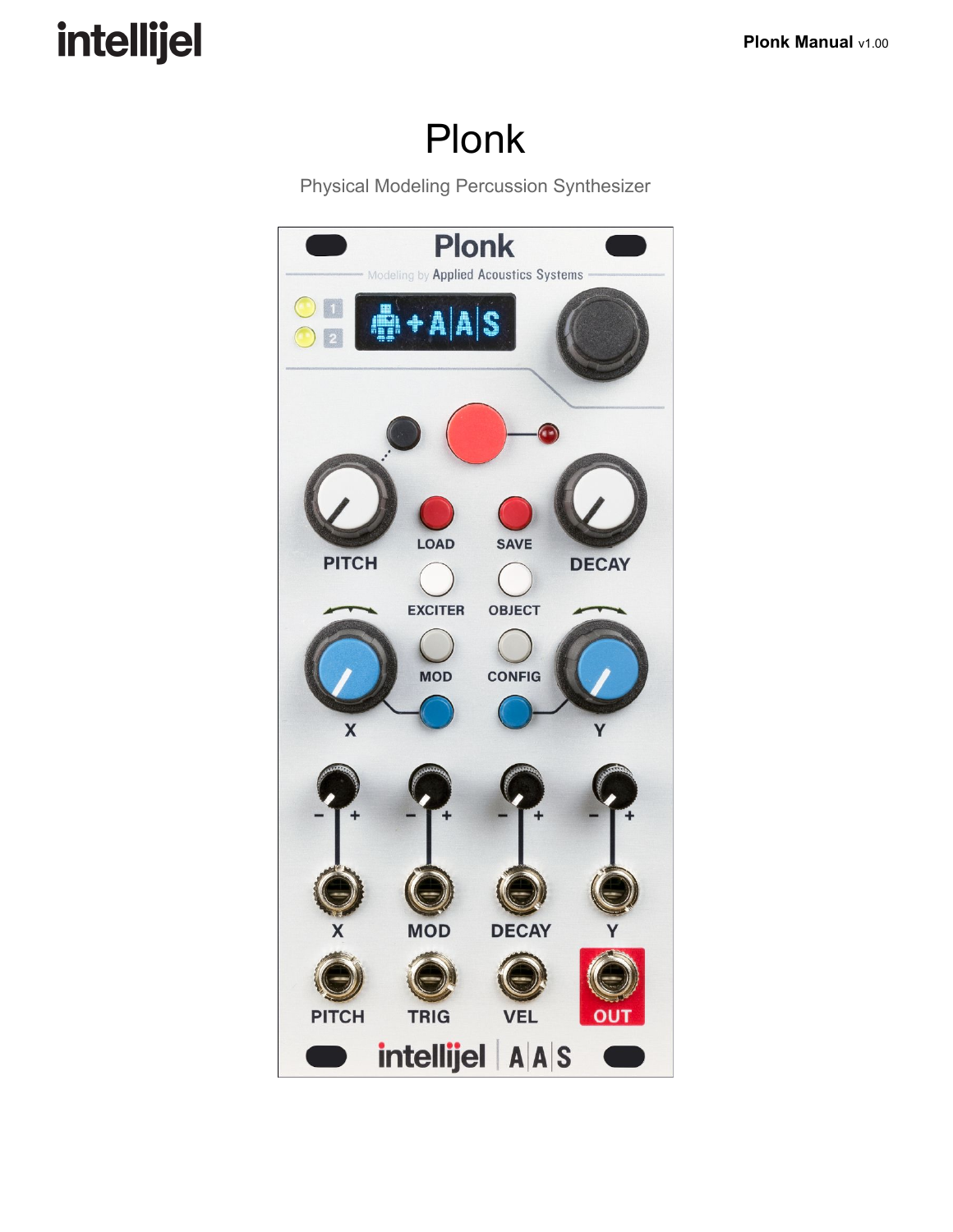# Plonk

Physical Modeling Percussion Synthesizer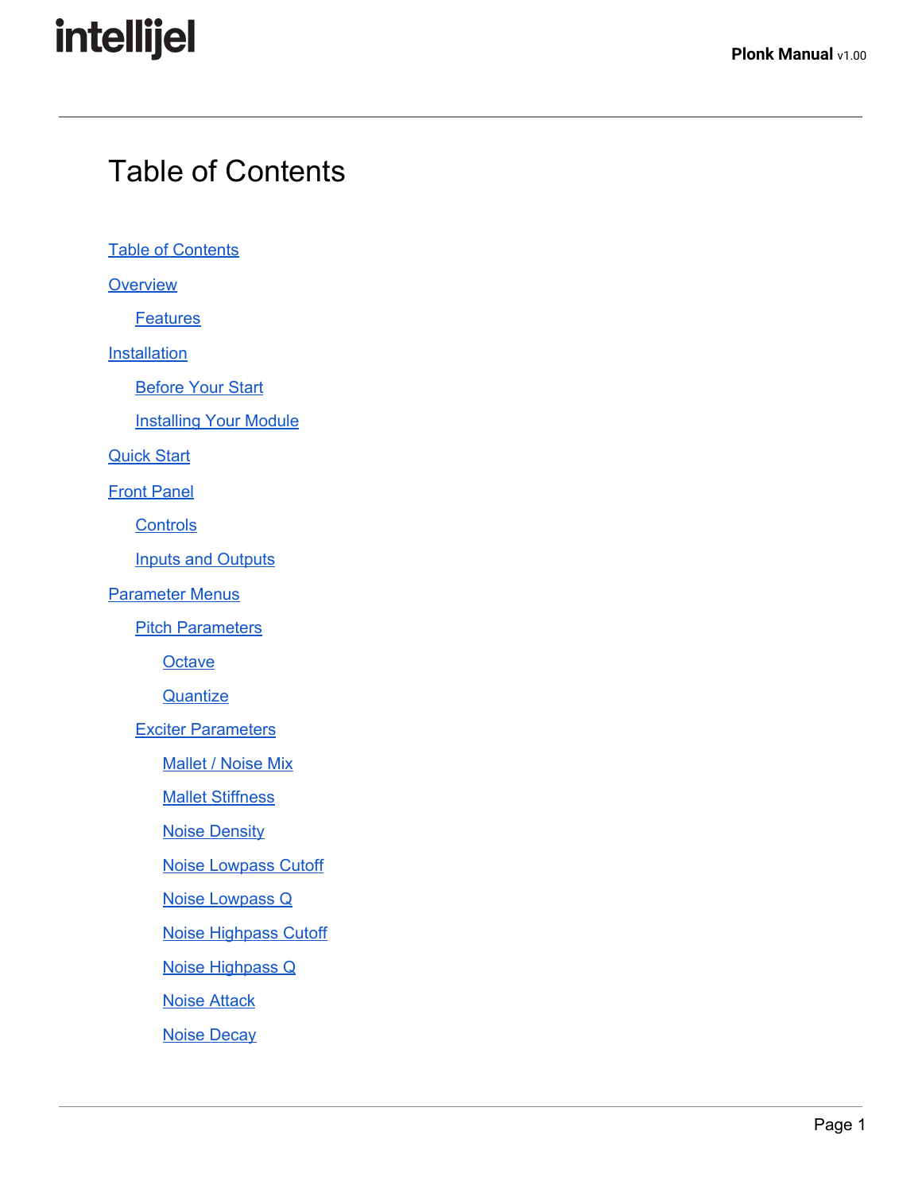# Table of Contents

- Table of Contents
- Overview
  - Features
- Installation
  - Before Your Start
  - Installing Your Module
- Quick Start
- Front Panel
  - Controls
  - Inputs and Outputs
- Parameter Menus
  - Pitch Parameters
    - Octave
    - Quantize
  - Exciter Parameters
    - Mallet / Noise Mix
    - Mallet Stiffness
    - Noise Density
    - Noise Lowpass Cutoff
    - Noise Lowpass Q
    - Noise Highpass Cutoff
    - Noise Highpass Q
    - Noise Attack
    - Noise Decay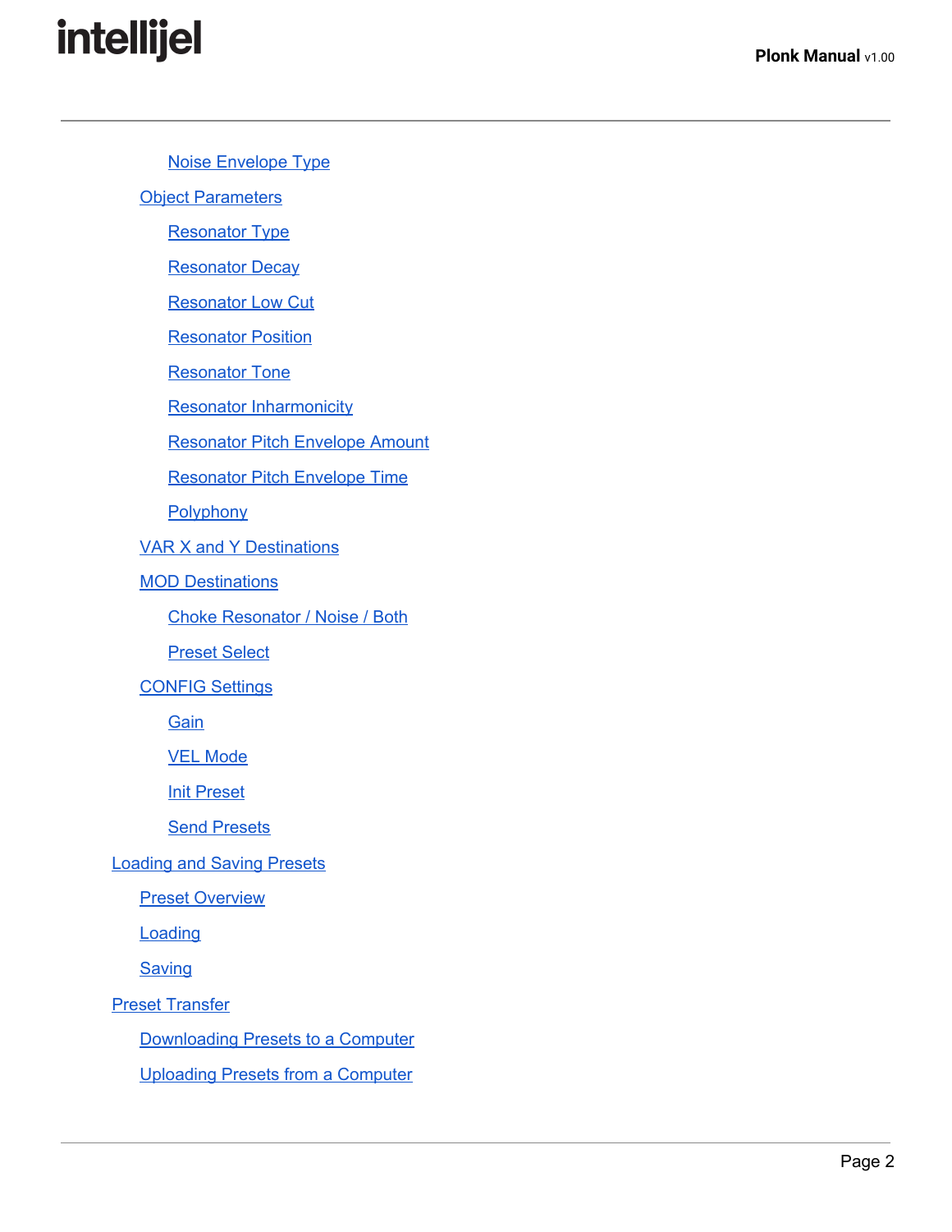- Noise Envelope Type
- Object Parameters
  - Resonator Type
  - Resonator Decay
  - Resonator Low Cut
  - Resonator Position
  - Resonator Tone
  - Resonator Inharmonicity
  - Resonator Pitch Envelope Amount
  - Resonator Pitch Envelope Time
  - Polyphony
- VAR X and Y Destinations
- MOD Destinations
  - Choke Resonator / Noise / Both
  - Preset Select
- CONFIG Settings
  - Gain
  - VEL Mode
  - Init Preset
  - Send Presets

Loading and Saving Presets
- Preset Overview
- Loading
- Saving

Preset Transfer
- Downloading Presets to a Computer
- Uploading Presets from a Computer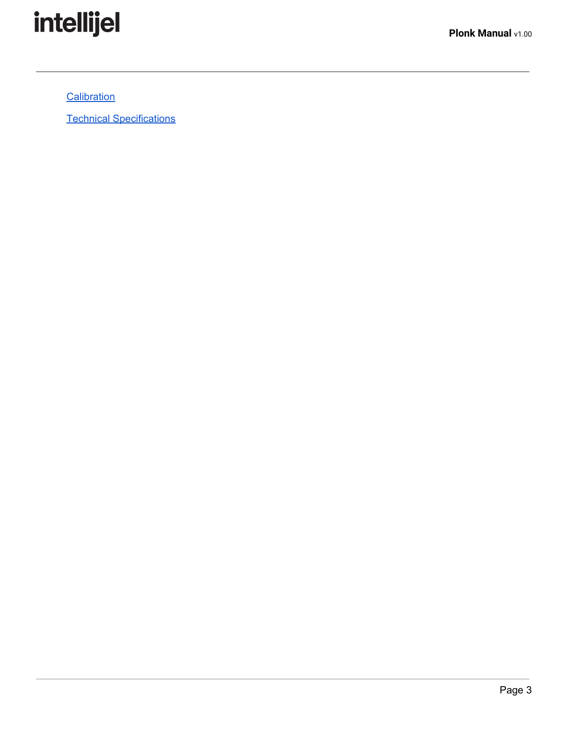[Calibration]

[Technical Specifications]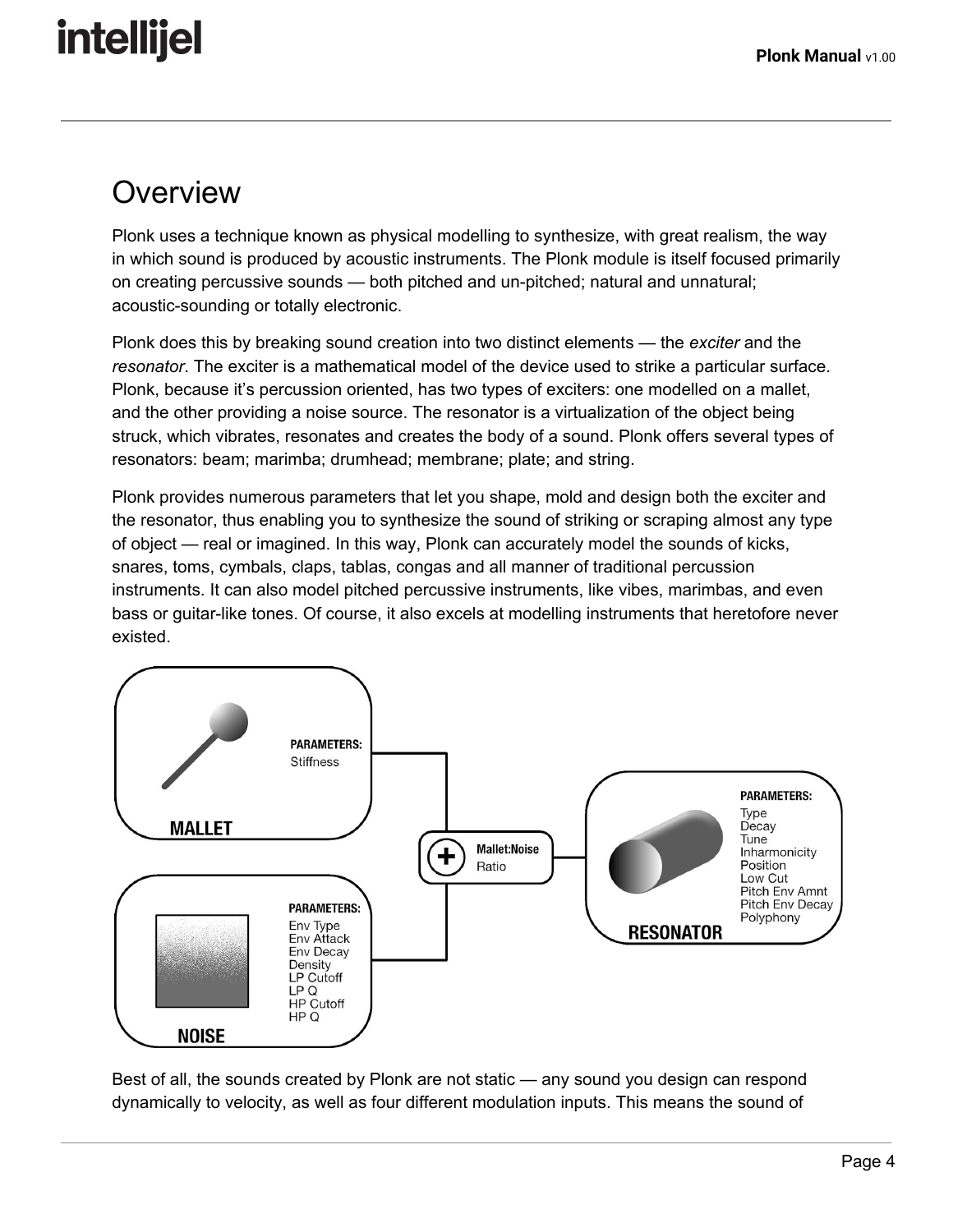# Overview

Plonk uses a technique known as physical modelling to synthesize, with great realism, the way in which sound is produced by acoustic instruments. The Plonk module is itself focused primarily on creating percussive sounds — both pitched and un-pitched; natural and unnatural; acoustic-sounding or totally electronic.

Plonk does this by breaking sound creation into two distinct elements — the *exciter* and the *resonator*. The exciter is a mathematical model of the device used to strike a particular surface. Plonk, because it's percussion oriented, has two types of exciters: one modelled on a mallet, and the other providing a noise source. The resonator is a virtualization of the object being struck, which vibrates, resonates and creates the body of a sound. Plonk offers several types of resonators: beam; marimba; drumhead; membrane; plate; and string.

Plonk provides numerous parameters that let you shape, mold and design both the exciter and the resonator, thus enabling you to synthesize the sound of striking or scraping almost any type of object — real or imagined. In this way, Plonk can accurately model the sounds of kicks, snares, toms, cymbals, claps, tablas, congas and all manner of traditional percussion instruments. It can also model pitched percussive instruments, like vibes, marimbas, and even bass or guitar-like tones. Of course, it also excels at modelling instruments that heretofore never existed.

**MALLET**

**PARAMETERS:**
Stiffness

**NOISE**

**PARAMETERS:**
Env Type
Env Attack
Env Decay
Density
LP Cutoff
LP Q
HP Cutoff
HP Q

**Mallet:Noise** Ratio

**RESONATOR**

**PARAMETERS:**
Type
Decay
Tune
Inharmonicity
Position
Low Cut
Pitch Env Amnt
Pitch Env Decay
Polyphony

Best of all, the sounds created by Plonk are not static — any sound you design can respond dynamically to velocity, as well as four different modulation inputs. This means the sound of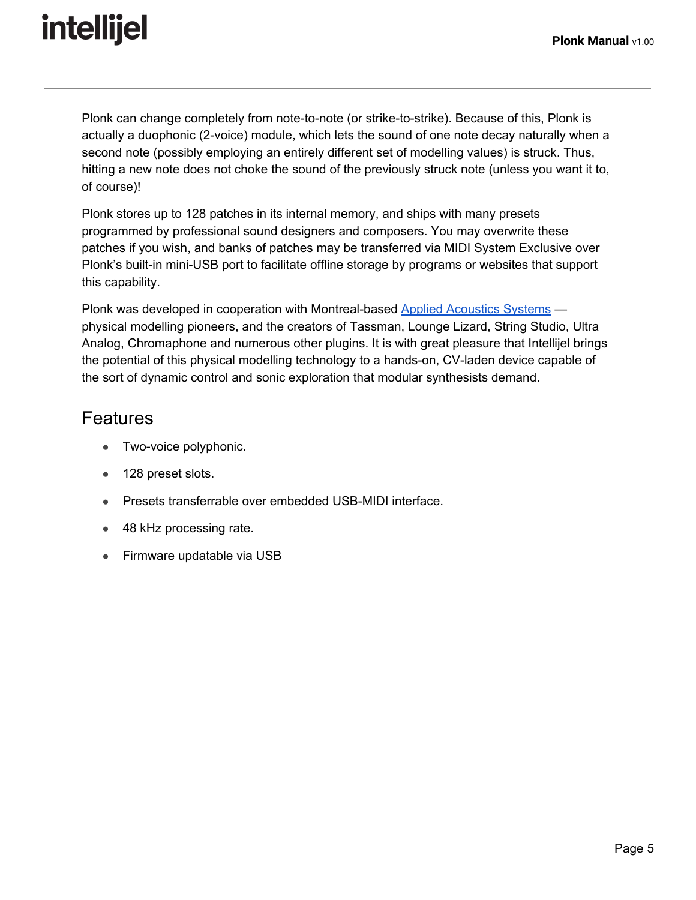Plonk can change completely from note-to-note (or strike-to-strike). Because of this, Plonk is actually a duophonic (2-voice) module, which lets the sound of one note decay naturally when a second note (possibly employing an entirely different set of modelling values) is struck. Thus, hitting a new note does not choke the sound of the previously struck note (unless you want it to, of course)!

Plonk stores up to 128 patches in its internal memory, and ships with many presets programmed by professional sound designers and composers. You may overwrite these patches if you wish, and banks of patches may be transferred via MIDI System Exclusive over Plonk's built-in mini-USB port to facilitate offline storage by programs or websites that support this capability.

Plonk was developed in cooperation with Montreal-based [Applied Acoustics Systems](Applied Acoustics Systems) — physical modelling pioneers, and the creators of Tassman, Lounge Lizard, String Studio, Ultra Analog, Chromaphone and numerous other plugins. It is with great pleasure that Intellijel brings the potential of this physical modelling technology to a hands-on, CV-laden device capable of the sort of dynamic control and sonic exploration that modular synthesists demand.

## Features

- Two-voice polyphonic.
- 128 preset slots.
- Presets transferrable over embedded USB-MIDI interface.
- 48 kHz processing rate.
- Firmware updatable via USB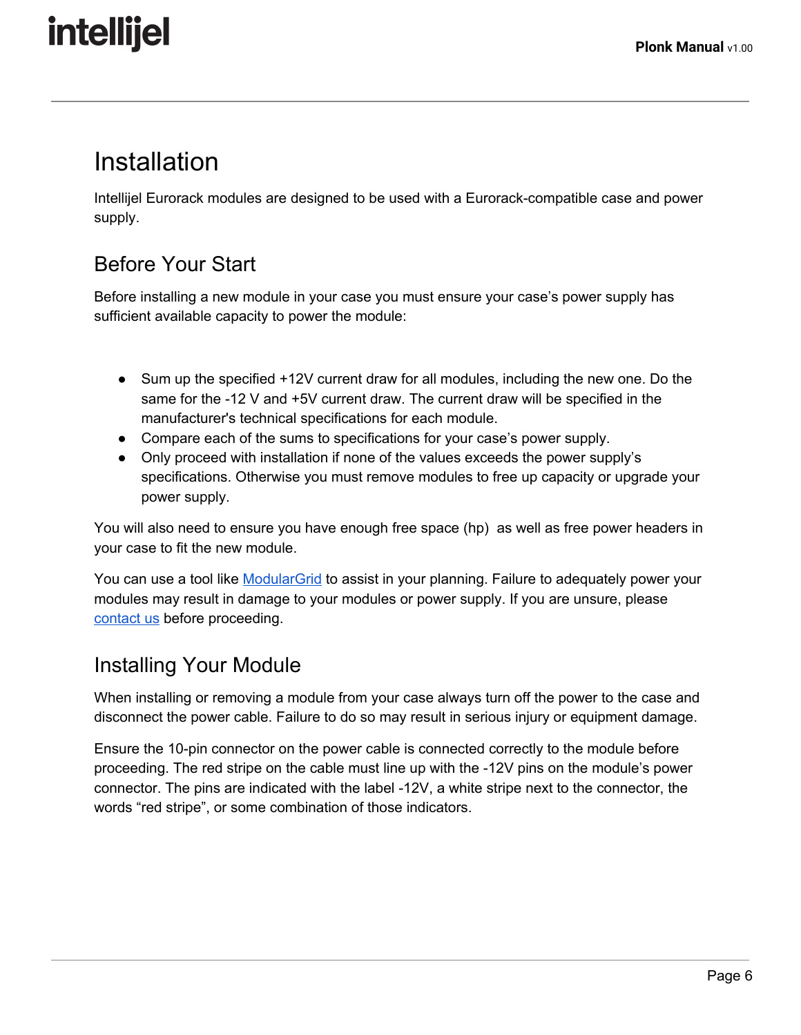# Installation

Intellijel Eurorack modules are designed to be used with a Eurorack-compatible case and power supply.

## Before Your Start

Before installing a new module in your case you must ensure your case's power supply has sufficient available capacity to power the module:

- Sum up the specified +12V current draw for all modules, including the new one. Do the same for the -12 V and +5V current draw. The current draw will be specified in the manufacturer's technical specifications for each module.
- Compare each of the sums to specifications for your case's power supply.
- Only proceed with installation if none of the values exceeds the power supply's specifications. Otherwise you must remove modules to free up capacity or upgrade your power supply.

You will also need to ensure you have enough free space (hp) as well as free power headers in your case to fit the new module.

You can use a tool like [ModularGrid](ModularGrid) to assist in your planning. Failure to adequately power your modules may result in damage to your modules or power supply. If you are unsure, please [contact us](contact us) before proceeding.

## Installing Your Module

When installing or removing a module from your case always turn off the power to the case and disconnect the power cable. Failure to do so may result in serious injury or equipment damage.

Ensure the 10-pin connector on the power cable is connected correctly to the module before proceeding. The red stripe on the cable must line up with the -12V pins on the module's power connector. The pins are indicated with the label -12V, a white stripe next to the connector, the words "red stripe", or some combination of those indicators.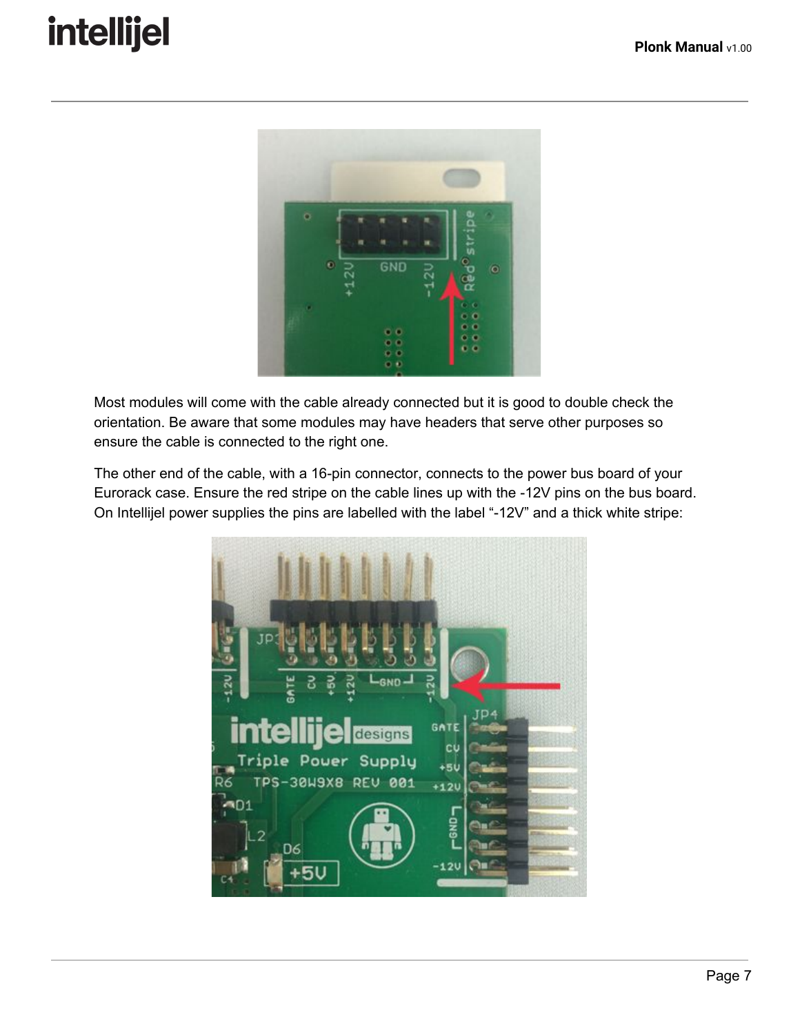Most modules will come with the cable already connected but it is good to double check the orientation. Be aware that some modules may have headers that serve other purposes so ensure the cable is connected to the right one.

The other end of the cable, with a 16-pin connector, connects to the power bus board of your Eurorack case. Ensure the red stripe on the cable lines up with the -12V pins on the bus board. On Intellijel power supplies the pins are labelled with the label “-12V” and a thick white stripe: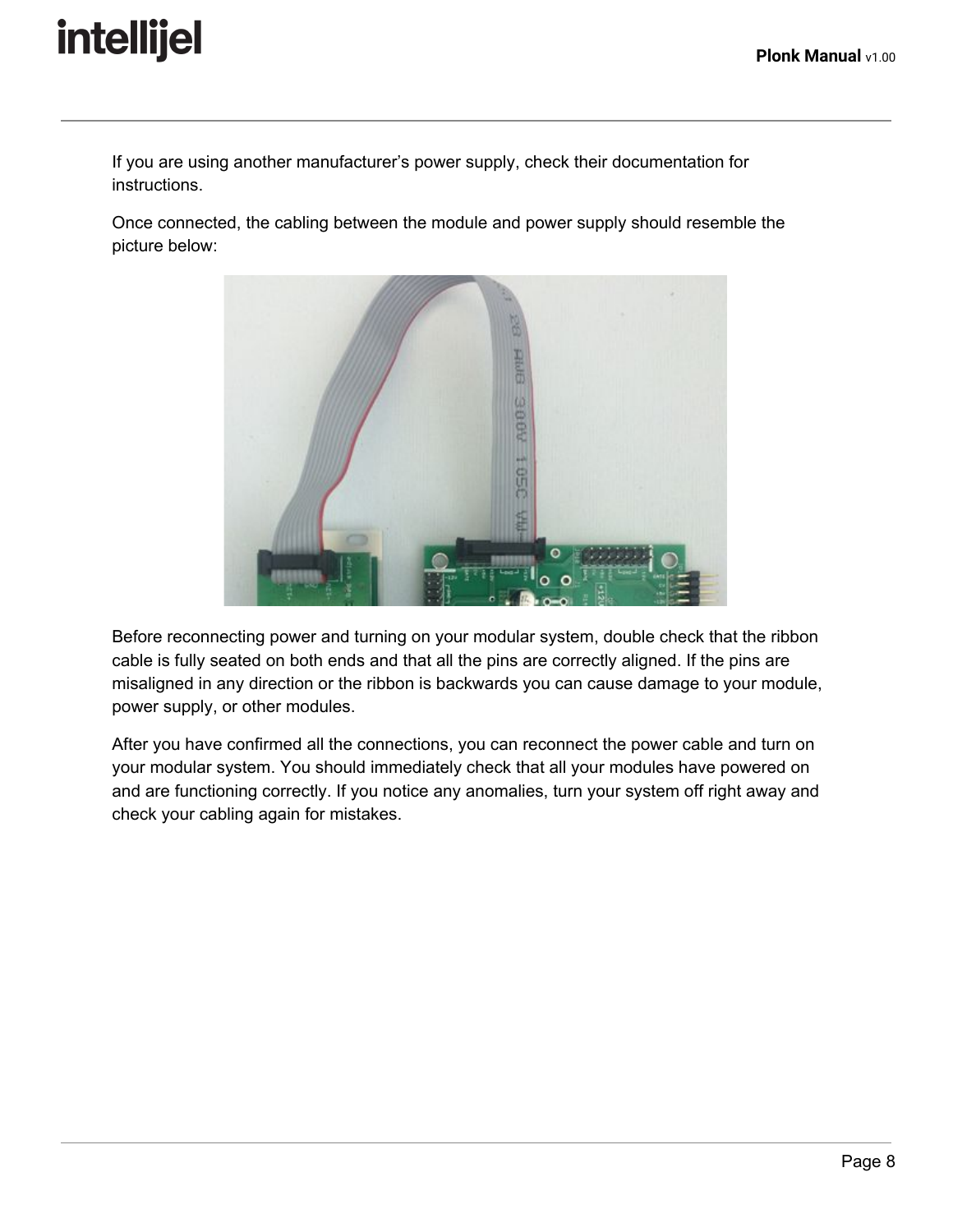If you are using another manufacturer's power supply, check their documentation for instructions.

Once connected, the cabling between the module and power supply should resemble the picture below:

Before reconnecting power and turning on your modular system, double check that the ribbon cable is fully seated on both ends and that all the pins are correctly aligned. If the pins are misaligned in any direction or the ribbon is backwards you can cause damage to your module, power supply, or other modules.

After you have confirmed all the connections, you can reconnect the power cable and turn on your modular system. You should immediately check that all your modules have powered on and are functioning correctly. If you notice any anomalies, turn your system off right away and check your cabling again for mistakes.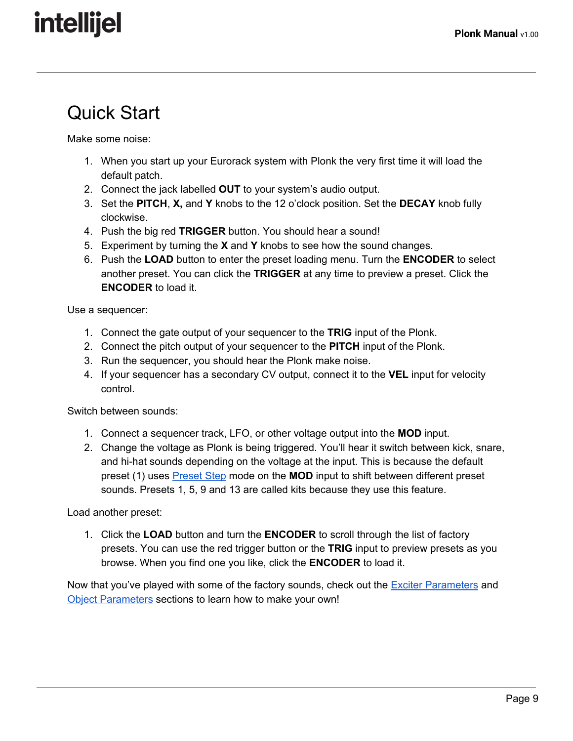# Quick Start

Make some noise:

1. When you start up your Eurorack system with Plonk the very first time it will load the default patch.
2. Connect the jack labelled **OUT** to your system's audio output.
3. Set the **PITCH**, **X,** and **Y** knobs to the 12 o'clock position. Set the **DECAY** knob fully clockwise.
4. Push the big red **TRIGGER** button. You should hear a sound!
5. Experiment by turning the **X** and **Y** knobs to see how the sound changes.
6. Push the **LOAD** button to enter the preset loading menu. Turn the **ENCODER** to select another preset. You can click the **TRIGGER** at any time to preview a preset. Click the **ENCODER** to load it.

Use a sequencer:

1. Connect the gate output of your sequencer to the **TRIG** input of the Plonk.
2. Connect the pitch output of your sequencer to the **PITCH** input of the Plonk.
3. Run the sequencer, you should hear the Plonk make noise.
4. If your sequencer has a secondary CV output, connect it to the **VEL** input for velocity control.

Switch between sounds:

1. Connect a sequencer track, LFO, or other voltage output into the **MOD** input.
2. Change the voltage as Plonk is being triggered. You'll hear it switch between kick, snare, and hi-hat sounds depending on the voltage at the input. This is because the default preset (1) uses Preset Step mode on the **MOD** input to shift between different preset sounds. Presets 1, 5, 9 and 13 are called kits because they use this feature.

Load another preset:

1. Click the **LOAD** button and turn the **ENCODER** to scroll through the list of factory presets. You can use the red trigger button or the **TRIG** input to preview presets as you browse. When you find one you like, click the **ENCODER** to load it.

Now that you've played with some of the factory sounds, check out the Exciter Parameters and Object Parameters sections to learn how to make your own!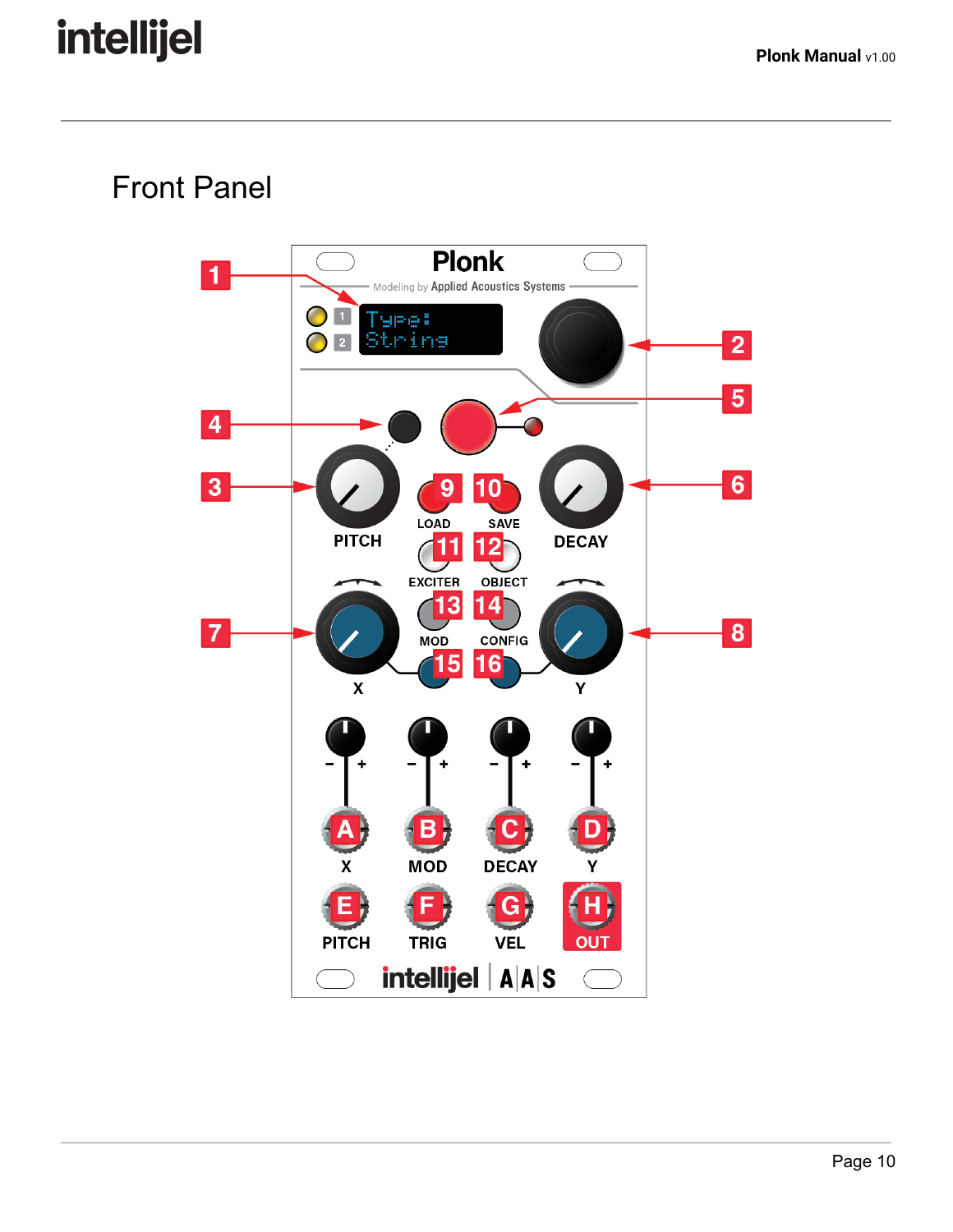# Front Panel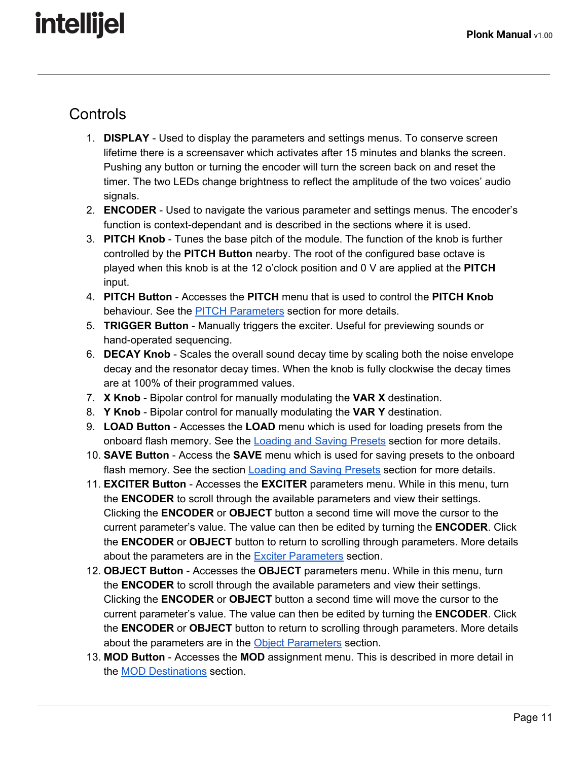## Controls

1. **DISPLAY** - Used to display the parameters and settings menus. To conserve screen lifetime there is a screensaver which activates after 15 minutes and blanks the screen. Pushing any button or turning the encoder will turn the screen back on and reset the timer. The two LEDs change brightness to reflect the amplitude of the two voices' audio signals.
2. **ENCODER** - Used to navigate the various parameter and settings menus. The encoder's function is context-dependant and is described in the sections where it is used.
3. **PITCH Knob** - Tunes the base pitch of the module. The function of the knob is further controlled by the **PITCH Button** nearby. The root of the configured base octave is played when this knob is at the 12 o'clock position and 0 V are applied at the **PITCH** input.
4. **PITCH Button** - Accesses the **PITCH** menu that is used to control the **PITCH Knob** behaviour. See the PITCH Parameters section for more details.
5. **TRIGGER Button** - Manually triggers the exciter. Useful for previewing sounds or hand-operated sequencing.
6. **DECAY Knob** - Scales the overall sound decay time by scaling both the noise envelope decay and the resonator decay times. When the knob is fully clockwise the decay times are at 100% of their programmed values.
7. **X Knob** - Bipolar control for manually modulating the **VAR X** destination.
8. **Y Knob** - Bipolar control for manually modulating the **VAR Y** destination.
9. **LOAD Button** - Accesses the **LOAD** menu which is used for loading presets from the onboard flash memory. See the Loading and Saving Presets section for more details.
10. **SAVE Button** - Access the **SAVE** menu which is used for saving presets to the onboard flash memory. See the section Loading and Saving Presets section for more details.
11. **EXCITER Button** - Accesses the **EXCITER** parameters menu. While in this menu, turn the **ENCODER** to scroll through the available parameters and view their settings. Clicking the **ENCODER** or **OBJECT** button a second time will move the cursor to the current parameter's value. The value can then be edited by turning the **ENCODER**. Click the **ENCODER** or **OBJECT** button to return to scrolling through parameters. More details about the parameters are in the Exciter Parameters section.
12. **OBJECT Button** - Accesses the **OBJECT** parameters menu. While in this menu, turn the **ENCODER** to scroll through the available parameters and view their settings. Clicking the **ENCODER** or **OBJECT** button a second time will move the cursor to the current parameter's value. The value can then be edited by turning the **ENCODER**. Click the **ENCODER** or **OBJECT** button to return to scrolling through parameters. More details about the parameters are in the Object Parameters section.
13. **MOD Button** - Accesses the **MOD** assignment menu. This is described in more detail in the MOD Destinations section.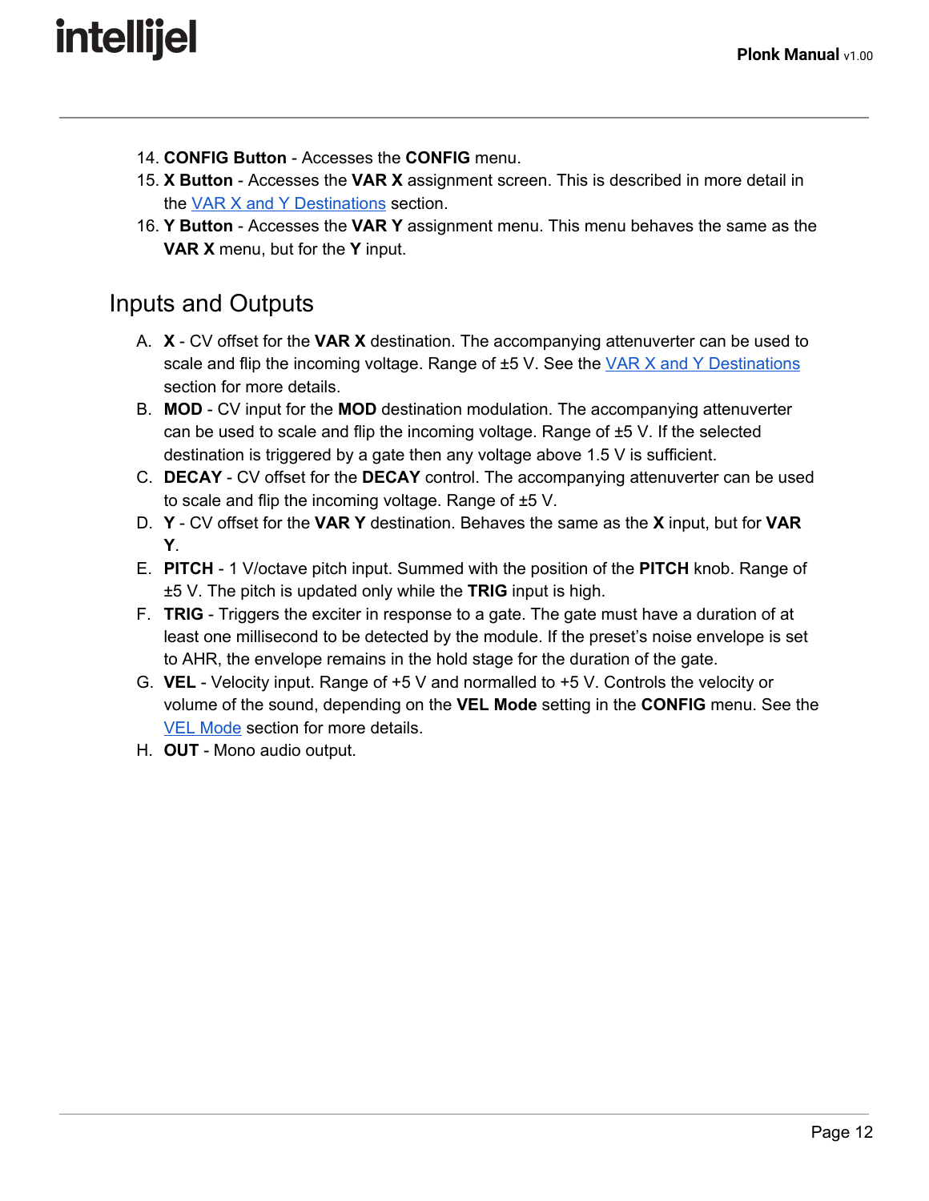14. **CONFIG Button** - Accesses the **CONFIG** menu.
15. **X Button** - Accesses the **VAR X** assignment screen. This is described in more detail in the VAR X and Y Destinations section.
16. **Y Button** - Accesses the **VAR Y** assignment menu. This menu behaves the same as the **VAR X** menu, but for the **Y** input.

## Inputs and Outputs

A. **X** - CV offset for the **VAR X** destination. The accompanying attenuverter can be used to scale and flip the incoming voltage. Range of ±5 V. See the VAR X and Y Destinations section for more details.

B. **MOD** - CV input for the **MOD** destination modulation. The accompanying attenuverter can be used to scale and flip the incoming voltage. Range of ±5 V. If the selected destination is triggered by a gate then any voltage above 1.5 V is sufficient.

C. **DECAY** - CV offset for the **DECAY** control. The accompanying attenuverter can be used to scale and flip the incoming voltage. Range of ±5 V.

D. **Y** - CV offset for the **VAR Y** destination. Behaves the same as the **X** input, but for **VAR Y**.

E. **PITCH** - 1 V/octave pitch input. Summed with the position of the **PITCH** knob. Range of ±5 V. The pitch is updated only while the **TRIG** input is high.

F. **TRIG** - Triggers the exciter in response to a gate. The gate must have a duration of at least one millisecond to be detected by the module. If the preset's noise envelope is set to AHR, the envelope remains in the hold stage for the duration of the gate.

G. **VEL** - Velocity input. Range of +5 V and normalled to +5 V. Controls the velocity or volume of the sound, depending on the **VEL Mode** setting in the **CONFIG** menu. See the VEL Mode section for more details.

H. **OUT** - Mono audio output.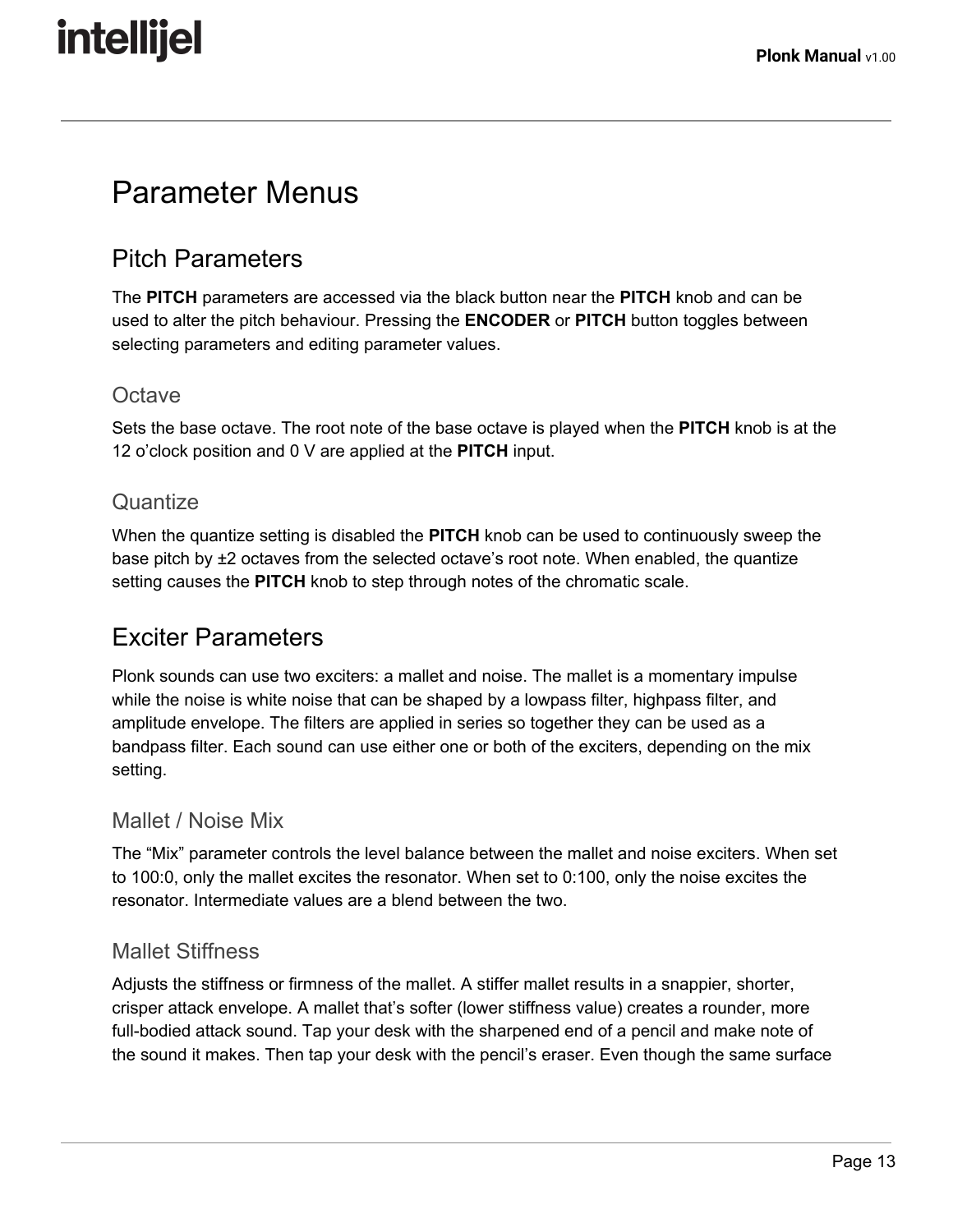# Parameter Menus

## Pitch Parameters

The **PITCH** parameters are accessed via the black button near the **PITCH** knob and can be used to alter the pitch behaviour. Pressing the **ENCODER** or **PITCH** button toggles between selecting parameters and editing parameter values.

### Octave

Sets the base octave. The root note of the base octave is played when the **PITCH** knob is at the 12 o'clock position and 0 V are applied at the **PITCH** input.

### Quantize

When the quantize setting is disabled the **PITCH** knob can be used to continuously sweep the base pitch by ±2 octaves from the selected octave's root note. When enabled, the quantize setting causes the **PITCH** knob to step through notes of the chromatic scale.

## Exciter Parameters

Plonk sounds can use two exciters: a mallet and noise. The mallet is a momentary impulse while the noise is white noise that can be shaped by a lowpass filter, highpass filter, and amplitude envelope. The filters are applied in series so together they can be used as a bandpass filter. Each sound can use either one or both of the exciters, depending on the mix setting.

### Mallet / Noise Mix

The "Mix" parameter controls the level balance between the mallet and noise exciters. When set to 100:0, only the mallet excites the resonator. When set to 0:100, only the noise excites the resonator. Intermediate values are a blend between the two.

### Mallet Stiffness

Adjusts the stiffness or firmness of the mallet. A stiffer mallet results in a snappier, shorter, crisper attack envelope. A mallet that's softer (lower stiffness value) creates a rounder, more full-bodied attack sound. Tap your desk with the sharpened end of a pencil and make note of the sound it makes. Then tap your desk with the pencil's eraser. Even though the same surface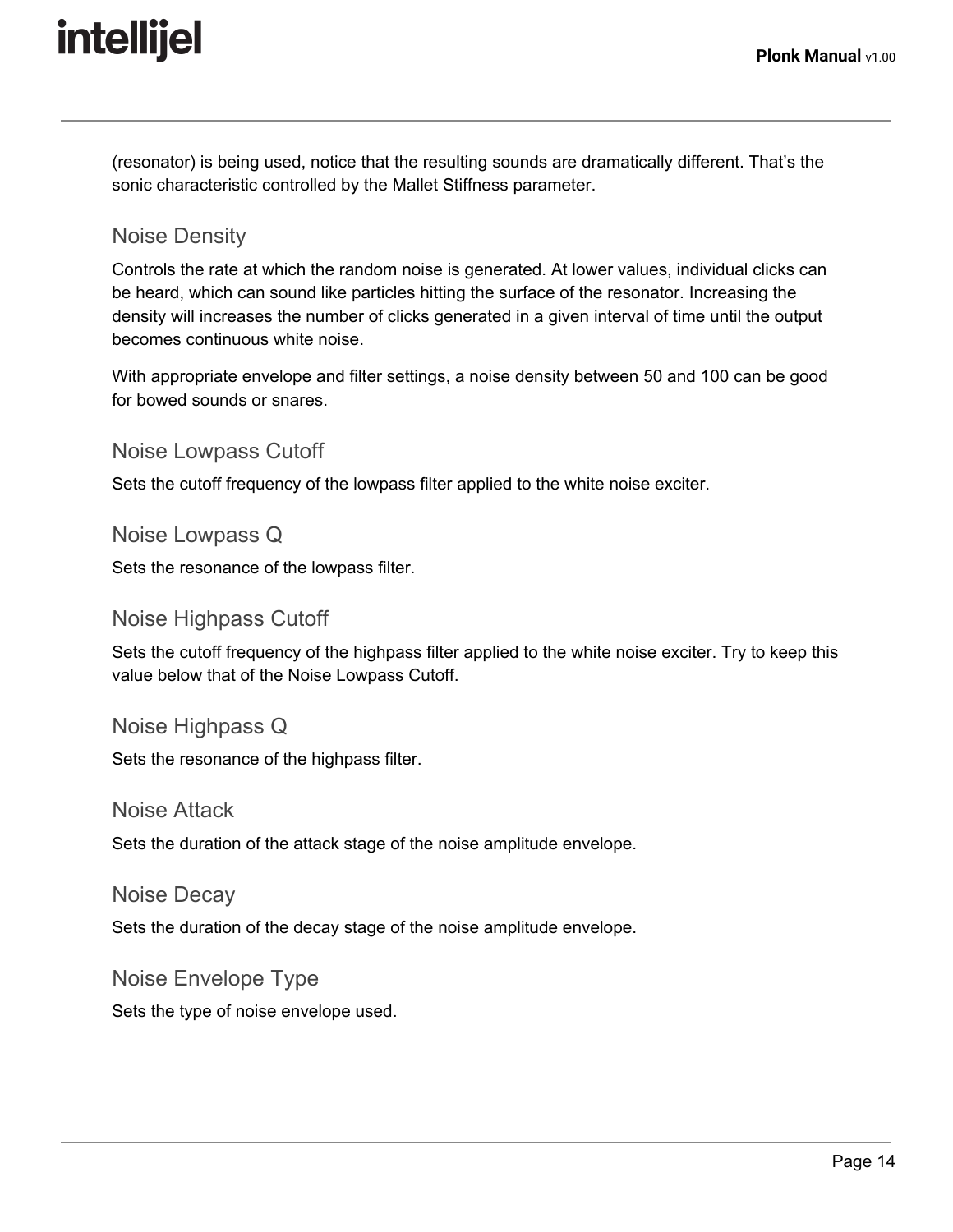(resonator) is being used, notice that the resulting sounds are dramatically different. That's the sonic characteristic controlled by the Mallet Stiffness parameter.

### Noise Density

Controls the rate at which the random noise is generated. At lower values, individual clicks can be heard, which can sound like particles hitting the surface of the resonator. Increasing the density will increases the number of clicks generated in a given interval of time until the output becomes continuous white noise.

With appropriate envelope and filter settings, a noise density between 50 and 100 can be good for bowed sounds or snares.

### Noise Lowpass Cutoff

Sets the cutoff frequency of the lowpass filter applied to the white noise exciter.

### Noise Lowpass Q

Sets the resonance of the lowpass filter.

### Noise Highpass Cutoff

Sets the cutoff frequency of the highpass filter applied to the white noise exciter. Try to keep this value below that of the Noise Lowpass Cutoff.

### Noise Highpass Q

Sets the resonance of the highpass filter.

### Noise Attack

Sets the duration of the attack stage of the noise amplitude envelope.

### Noise Decay

Sets the duration of the decay stage of the noise amplitude envelope.

### Noise Envelope Type

Sets the type of noise envelope used.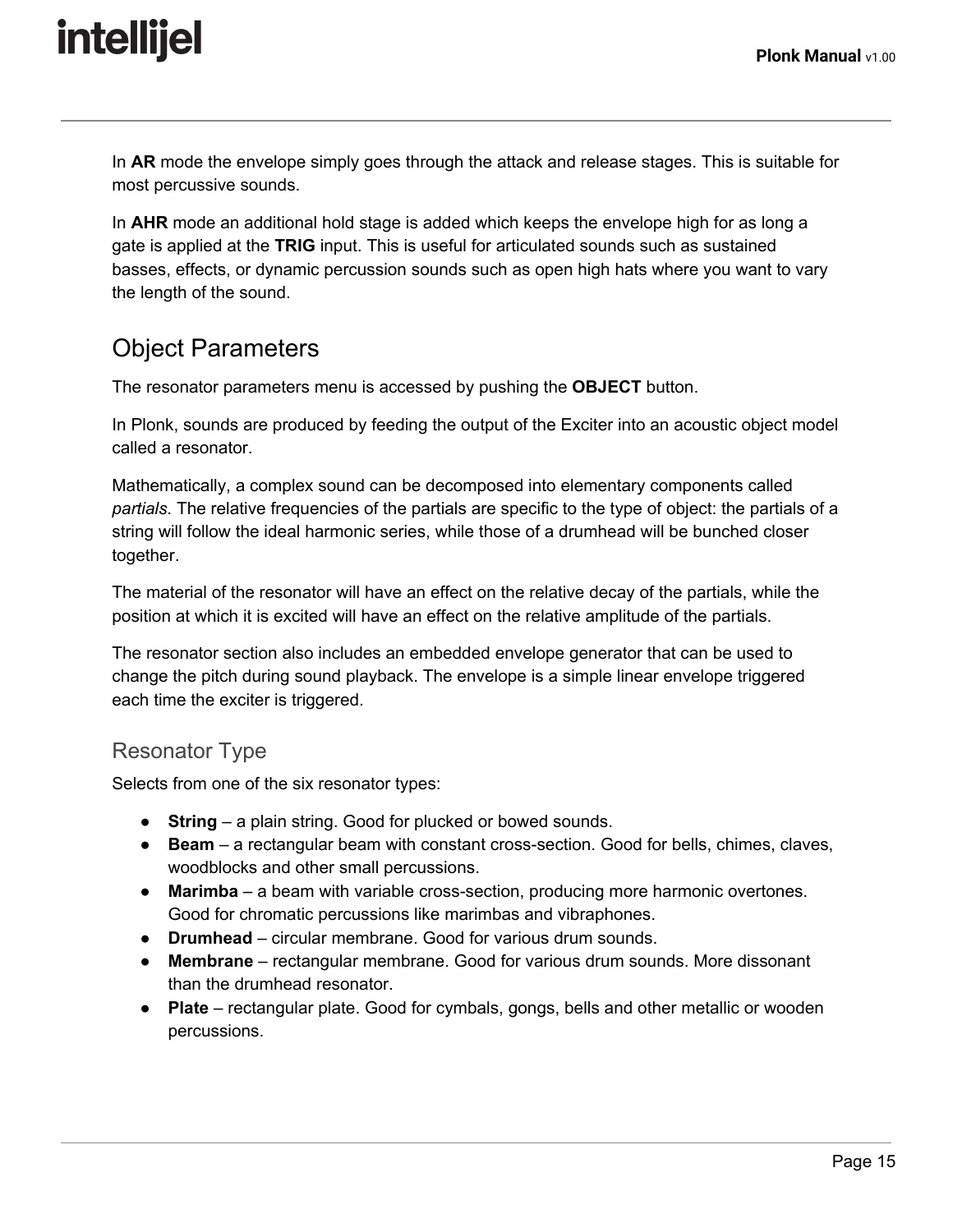In **AR** mode the envelope simply goes through the attack and release stages. This is suitable for most percussive sounds.

In **AHR** mode an additional hold stage is added which keeps the envelope high for as long a gate is applied at the **TRIG** input. This is useful for articulated sounds such as sustained basses, effects, or dynamic percussion sounds such as open high hats where you want to vary the length of the sound.

## Object Parameters

The resonator parameters menu is accessed by pushing the **OBJECT** button.

In Plonk, sounds are produced by feeding the output of the Exciter into an acoustic object model called a resonator.

Mathematically, a complex sound can be decomposed into elementary components called *partials*. The relative frequencies of the partials are specific to the type of object: the partials of a string will follow the ideal harmonic series, while those of a drumhead will be bunched closer together.

The material of the resonator will have an effect on the relative decay of the partials, while the position at which it is excited will have an effect on the relative amplitude of the partials.

The resonator section also includes an embedded envelope generator that can be used to change the pitch during sound playback. The envelope is a simple linear envelope triggered each time the exciter is triggered.

### Resonator Type

Selects from one of the six resonator types:

- **String** – a plain string. Good for plucked or bowed sounds.
- **Beam** – a rectangular beam with constant cross-section. Good for bells, chimes, claves, woodblocks and other small percussions.
- **Marimba** – a beam with variable cross-section, producing more harmonic overtones. Good for chromatic percussions like marimbas and vibraphones.
- **Drumhead** – circular membrane. Good for various drum sounds.
- **Membrane** – rectangular membrane. Good for various drum sounds. More dissonant than the drumhead resonator.
- **Plate** – rectangular plate. Good for cymbals, gongs, bells and other metallic or wooden percussions.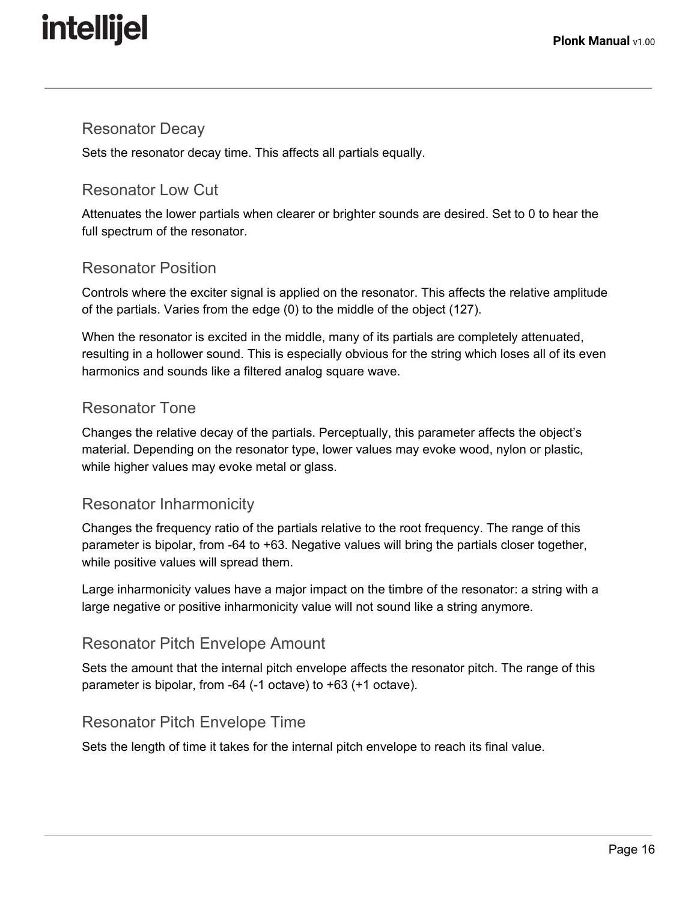### Resonator Decay

Sets the resonator decay time. This affects all partials equally.

### Resonator Low Cut

Attenuates the lower partials when clearer or brighter sounds are desired. Set to 0 to hear the full spectrum of the resonator.

### Resonator Position

Controls where the exciter signal is applied on the resonator. This affects the relative amplitude of the partials. Varies from the edge (0) to the middle of the object (127).

When the resonator is excited in the middle, many of its partials are completely attenuated, resulting in a hollower sound. This is especially obvious for the string which loses all of its even harmonics and sounds like a filtered analog square wave.

### Resonator Tone

Changes the relative decay of the partials. Perceptually, this parameter affects the object's material. Depending on the resonator type, lower values may evoke wood, nylon or plastic, while higher values may evoke metal or glass.

### Resonator Inharmonicity

Changes the frequency ratio of the partials relative to the root frequency. The range of this parameter is bipolar, from -64 to +63. Negative values will bring the partials closer together, while positive values will spread them.

Large inharmonicity values have a major impact on the timbre of the resonator: a string with a large negative or positive inharmonicity value will not sound like a string anymore.

### Resonator Pitch Envelope Amount

Sets the amount that the internal pitch envelope affects the resonator pitch. The range of this parameter is bipolar, from -64 (-1 octave) to +63 (+1 octave).

### Resonator Pitch Envelope Time

Sets the length of time it takes for the internal pitch envelope to reach its final value.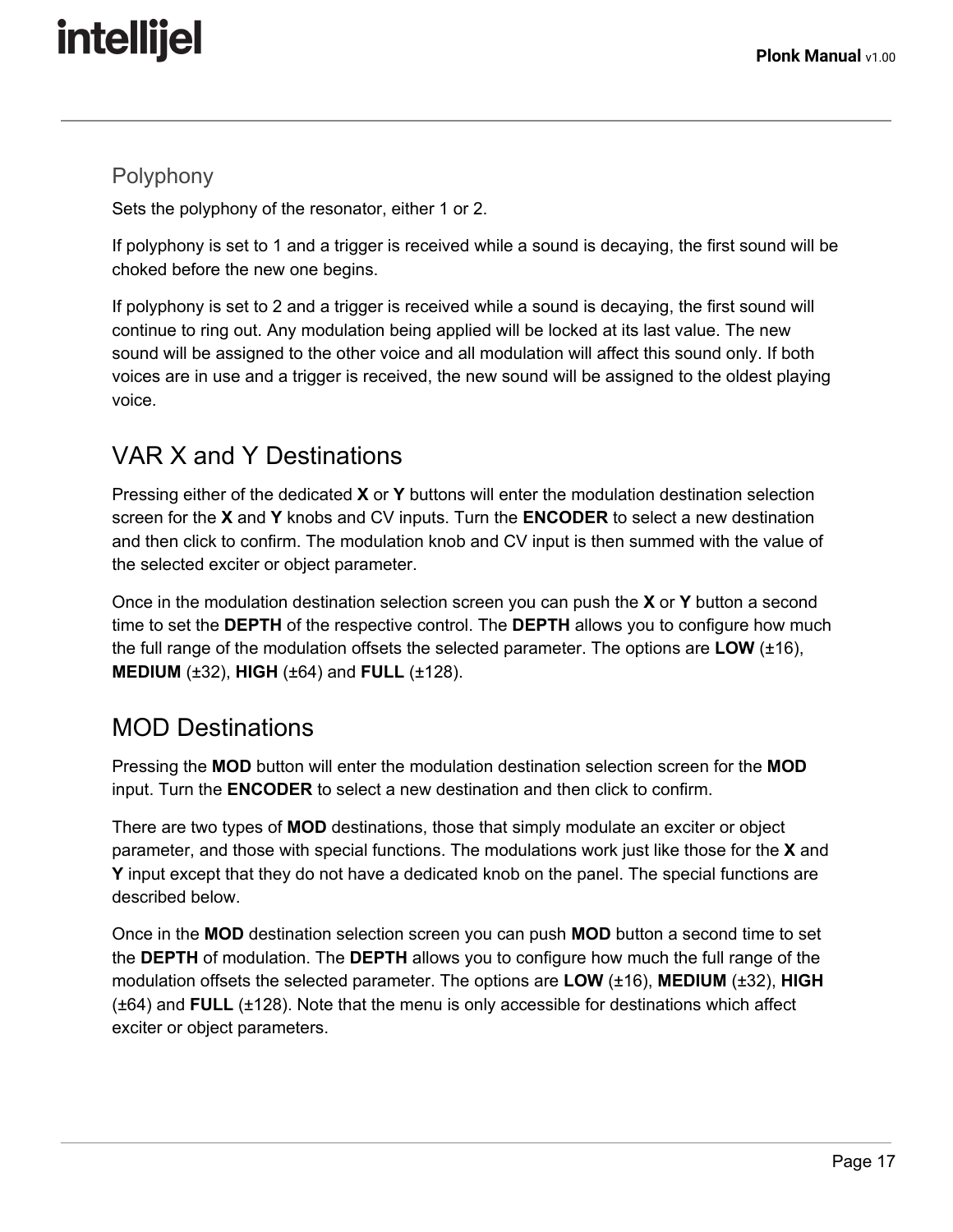### Polyphony

Sets the polyphony of the resonator, either 1 or 2.

If polyphony is set to 1 and a trigger is received while a sound is decaying, the first sound will be choked before the new one begins.

If polyphony is set to 2 and a trigger is received while a sound is decaying, the first sound will continue to ring out. Any modulation being applied will be locked at its last value. The new sound will be assigned to the other voice and all modulation will affect this sound only. If both voices are in use and a trigger is received, the new sound will be assigned to the oldest playing voice.

## VAR X and Y Destinations

Pressing either of the dedicated **X** or **Y** buttons will enter the modulation destination selection screen for the **X** and **Y** knobs and CV inputs. Turn the **ENCODER** to select a new destination and then click to confirm. The modulation knob and CV input is then summed with the value of the selected exciter or object parameter.

Once in the modulation destination selection screen you can push the **X** or **Y** button a second time to set the **DEPTH** of the respective control. The **DEPTH** allows you to configure how much the full range of the modulation offsets the selected parameter. The options are **LOW** (±16), **MEDIUM** (±32), **HIGH** (±64) and **FULL** (±128).

## MOD Destinations

Pressing the **MOD** button will enter the modulation destination selection screen for the **MOD** input. Turn the **ENCODER** to select a new destination and then click to confirm.

There are two types of **MOD** destinations, those that simply modulate an exciter or object parameter, and those with special functions. The modulations work just like those for the **X** and **Y** input except that they do not have a dedicated knob on the panel. The special functions are described below.

Once in the **MOD** destination selection screen you can push **MOD** button a second time to set the **DEPTH** of modulation. The **DEPTH** allows you to configure how much the full range of the modulation offsets the selected parameter. The options are **LOW** (±16), **MEDIUM** (±32), **HIGH** (±64) and **FULL** (±128). Note that the menu is only accessible for destinations which affect exciter or object parameters.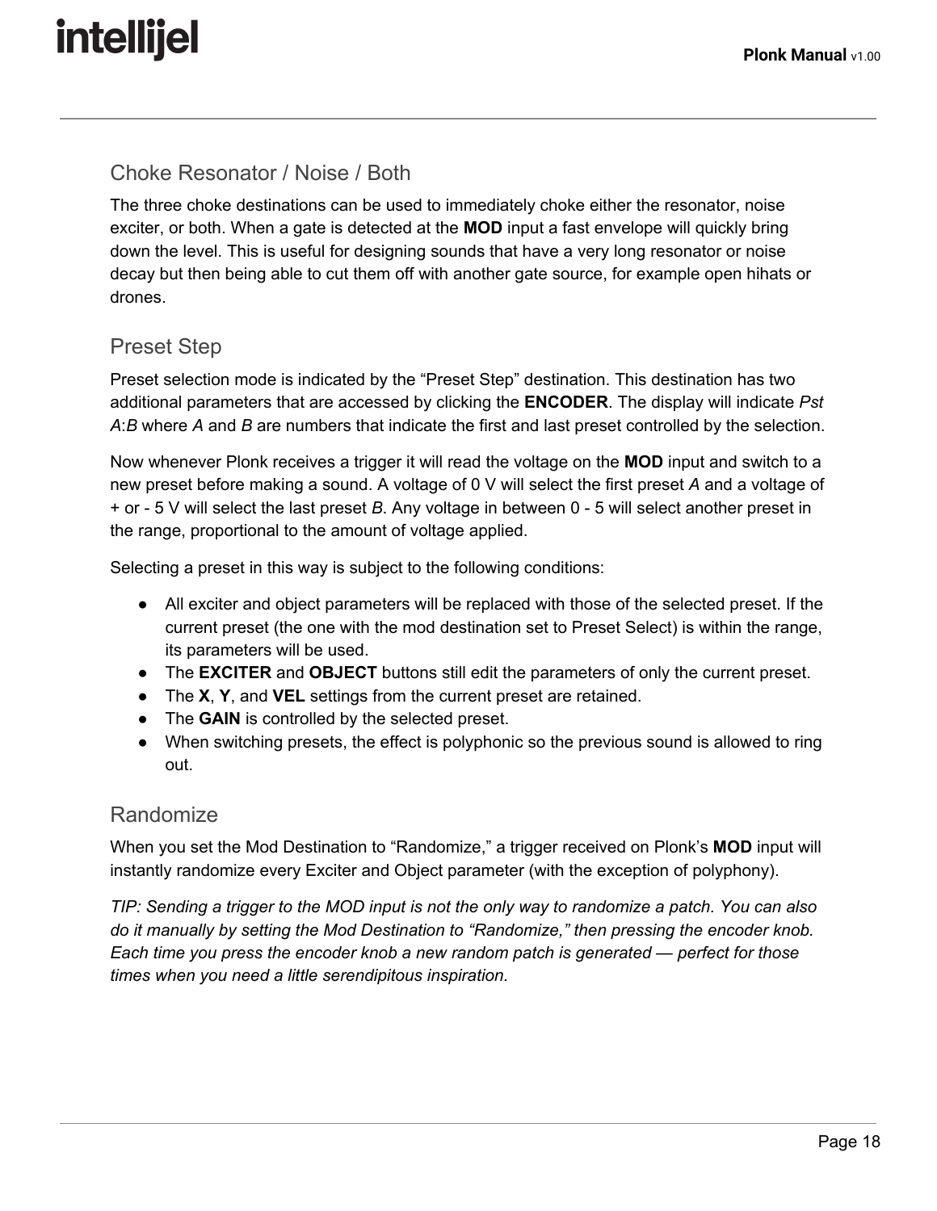### Choke Resonator / Noise / Both

The three choke destinations can be used to immediately choke either the resonator, noise exciter, or both. When a gate is detected at the **MOD** input a fast envelope will quickly bring down the level. This is useful for designing sounds that have a very long resonator or noise decay but then being able to cut them off with another gate source, for example open hihats or drones.

### Preset Step

Preset selection mode is indicated by the “Preset Step” destination. This destination has two additional parameters that are accessed by clicking the **ENCODER**. The display will indicate *Pst A*:*B* where *A* and *B* are numbers that indicate the first and last preset controlled by the selection.

Now whenever Plonk receives a trigger it will read the voltage on the **MOD** input and switch to a new preset before making a sound. A voltage of 0 V will select the first preset *A* and a voltage of + or - 5 V will select the last preset *B*. Any voltage in between 0 - 5 will select another preset in the range, proportional to the amount of voltage applied.

Selecting a preset in this way is subject to the following conditions:

- All exciter and object parameters will be replaced with those of the selected preset. If the current preset (the one with the mod destination set to Preset Select) is within the range, its parameters will be used.
- The **EXCITER** and **OBJECT** buttons still edit the parameters of only the current preset.
- The **X**, **Y**, and **VEL** settings from the current preset are retained.
- The **GAIN** is controlled by the selected preset.
- When switching presets, the effect is polyphonic so the previous sound is allowed to ring out.

### Randomize

When you set the Mod Destination to “Randomize,” a trigger received on Plonk’s **MOD** input will instantly randomize every Exciter and Object parameter (with the exception of polyphony).

*TIP: Sending a trigger to the MOD input is not the only way to randomize a patch. You can also do it manually by setting the Mod Destination to “Randomize,” then pressing the encoder knob. Each time you press the encoder knob a new random patch is generated — perfect for those times when you need a little serendipitous inspiration.*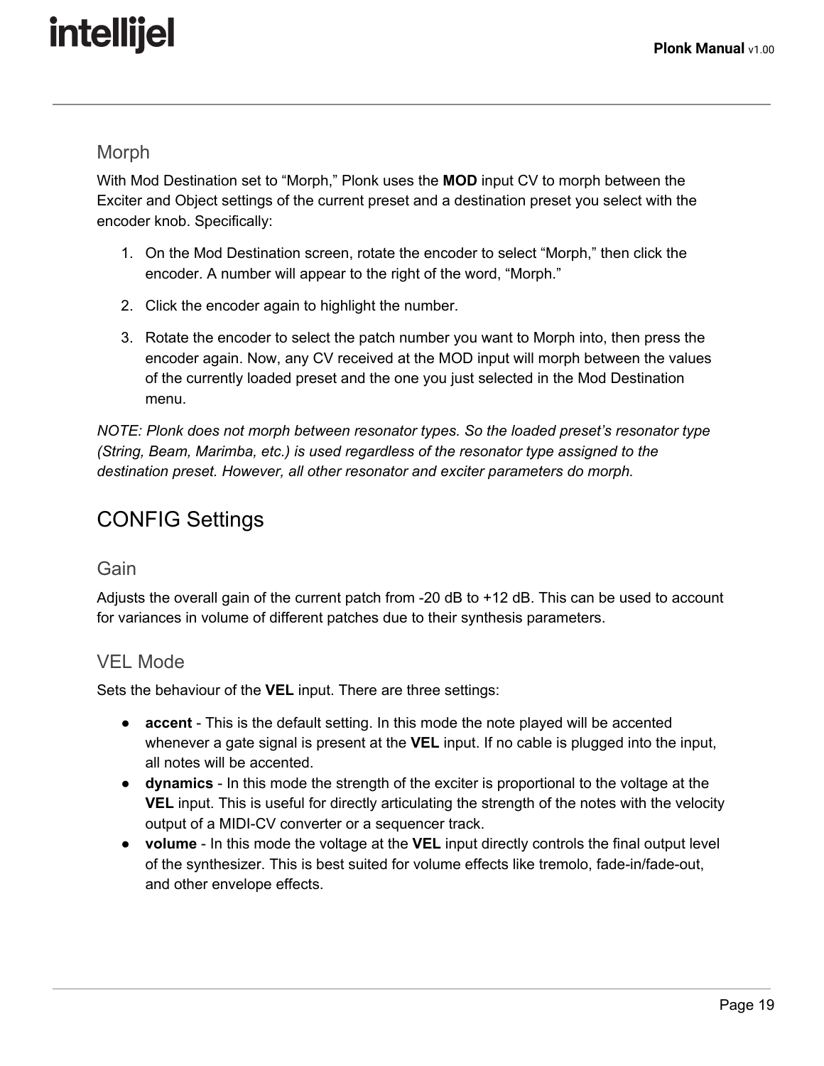### Morph

With Mod Destination set to “Morph,” Plonk uses the **MOD** input CV to morph between the Exciter and Object settings of the current preset and a destination preset you select with the encoder knob. Specifically:

1. On the Mod Destination screen, rotate the encoder to select “Morph,” then click the encoder. A number will appear to the right of the word, “Morph.”
2. Click the encoder again to highlight the number.
3. Rotate the encoder to select the patch number you want to Morph into, then press the encoder again. Now, any CV received at the MOD input will morph between the values of the currently loaded preset and the one you just selected in the Mod Destination menu.

*NOTE: Plonk does not morph between resonator types. So the loaded preset’s resonator type (String, Beam, Marimba, etc.) is used regardless of the resonator type assigned to the destination preset. However, all other resonator and exciter parameters do morph.*

## CONFIG Settings

### Gain

Adjusts the overall gain of the current patch from -20 dB to +12 dB. This can be used to account for variances in volume of different patches due to their synthesis parameters.

### VEL Mode

Sets the behaviour of the **VEL** input. There are three settings:

- **accent** - This is the default setting. In this mode the note played will be accented whenever a gate signal is present at the **VEL** input. If no cable is plugged into the input, all notes will be accented.
- **dynamics** - In this mode the strength of the exciter is proportional to the voltage at the **VEL** input. This is useful for directly articulating the strength of the notes with the velocity output of a MIDI-CV converter or a sequencer track.
- **volume** - In this mode the voltage at the **VEL** input directly controls the final output level of the synthesizer. This is best suited for volume effects like tremolo, fade-in/fade-out, and other envelope effects.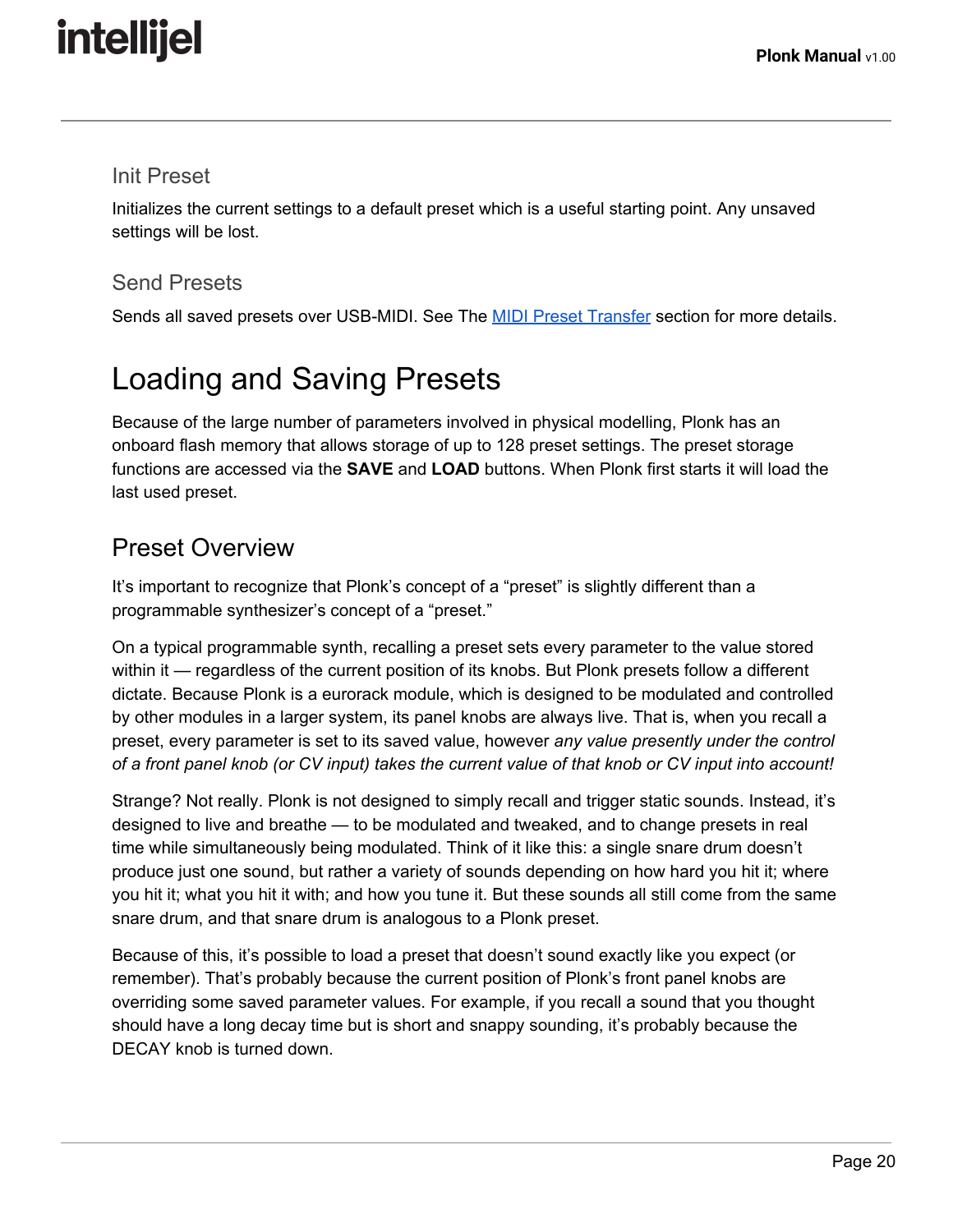### Init Preset

Initializes the current settings to a default preset which is a useful starting point. Any unsaved settings will be lost.

### Send Presets

Sends all saved presets over USB-MIDI. See The [MIDI Preset Transfer](#) section for more details.

# Loading and Saving Presets

Because of the large number of parameters involved in physical modelling, Plonk has an onboard flash memory that allows storage of up to 128 preset settings. The preset storage functions are accessed via the **SAVE** and **LOAD** buttons. When Plonk first starts it will load the last used preset.

## Preset Overview

It's important to recognize that Plonk's concept of a "preset" is slightly different than a programmable synthesizer's concept of a "preset."

On a typical programmable synth, recalling a preset sets every parameter to the value stored within it — regardless of the current position of its knobs. But Plonk presets follow a different dictate. Because Plonk is a eurorack module, which is designed to be modulated and controlled by other modules in a larger system, its panel knobs are always live. That is, when you recall a preset, every parameter is set to its saved value, however *any value presently under the control of a front panel knob (or CV input) takes the current value of that knob or CV input into account!*

Strange? Not really. Plonk is not designed to simply recall and trigger static sounds. Instead, it's designed to live and breathe — to be modulated and tweaked, and to change presets in real time while simultaneously being modulated. Think of it like this: a single snare drum doesn't produce just one sound, but rather a variety of sounds depending on how hard you hit it; where you hit it; what you hit it with; and how you tune it. But these sounds all still come from the same snare drum, and that snare drum is analogous to a Plonk preset.

Because of this, it's possible to load a preset that doesn't sound exactly like you expect (or remember). That's probably because the current position of Plonk's front panel knobs are overriding some saved parameter values. For example, if you recall a sound that you thought should have a long decay time but is short and snappy sounding, it's probably because the DECAY knob is turned down.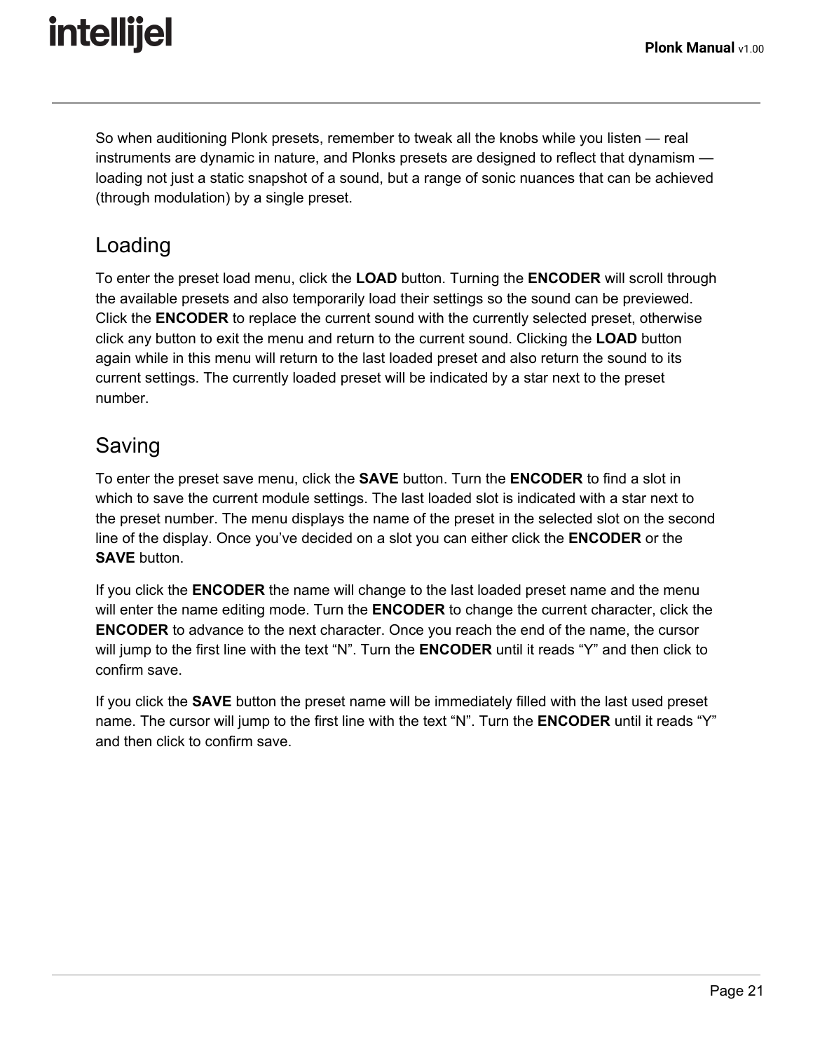So when auditioning Plonk presets, remember to tweak all the knobs while you listen — real instruments are dynamic in nature, and Plonks presets are designed to reflect that dynamism — loading not just a static snapshot of a sound, but a range of sonic nuances that can be achieved (through modulation) by a single preset.

## Loading

To enter the preset load menu, click the **LOAD** button. Turning the **ENCODER** will scroll through the available presets and also temporarily load their settings so the sound can be previewed. Click the **ENCODER** to replace the current sound with the currently selected preset, otherwise click any button to exit the menu and return to the current sound. Clicking the **LOAD** button again while in this menu will return to the last loaded preset and also return the sound to its current settings. The currently loaded preset will be indicated by a star next to the preset number.

## Saving

To enter the preset save menu, click the **SAVE** button. Turn the **ENCODER** to find a slot in which to save the current module settings. The last loaded slot is indicated with a star next to the preset number. The menu displays the name of the preset in the selected slot on the second line of the display. Once you've decided on a slot you can either click the **ENCODER** or the **SAVE** button.

If you click the **ENCODER** the name will change to the last loaded preset name and the menu will enter the name editing mode. Turn the **ENCODER** to change the current character, click the **ENCODER** to advance to the next character. Once you reach the end of the name, the cursor will jump to the first line with the text "N". Turn the **ENCODER** until it reads "Y" and then click to confirm save.

If you click the **SAVE** button the preset name will be immediately filled with the last used preset name. The cursor will jump to the first line with the text "N". Turn the **ENCODER** until it reads "Y" and then click to confirm save.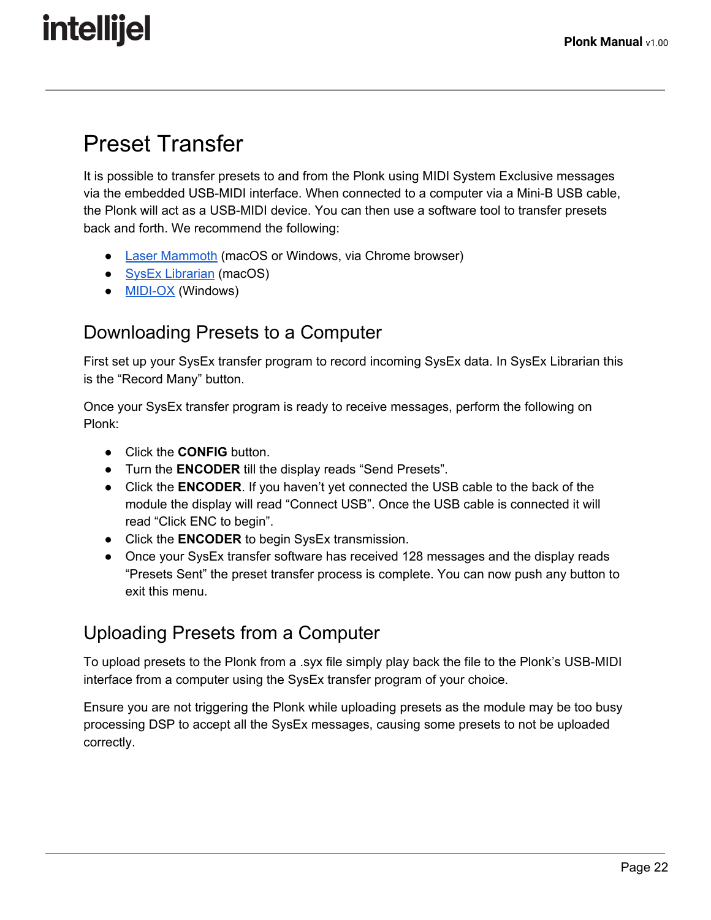# Preset Transfer

It is possible to transfer presets to and from the Plonk using MIDI System Exclusive messages via the embedded USB-MIDI interface. When connected to a computer via a Mini-B USB cable, the Plonk will act as a USB-MIDI device. You can then use a software tool to transfer presets back and forth. We recommend the following:

- Laser Mammoth (macOS or Windows, via Chrome browser)
- SysEx Librarian (macOS)
- MIDI-OX (Windows)

## Downloading Presets to a Computer

First set up your SysEx transfer program to record incoming SysEx data. In SysEx Librarian this is the "Record Many" button.

Once your SysEx transfer program is ready to receive messages, perform the following on Plonk:

- Click the **CONFIG** button.
- Turn the **ENCODER** till the display reads "Send Presets".
- Click the **ENCODER**. If you haven't yet connected the USB cable to the back of the module the display will read "Connect USB". Once the USB cable is connected it will read "Click ENC to begin".
- Click the **ENCODER** to begin SysEx transmission.
- Once your SysEx transfer software has received 128 messages and the display reads "Presets Sent" the preset transfer process is complete. You can now push any button to exit this menu.

## Uploading Presets from a Computer

To upload presets to the Plonk from a .syx file simply play back the file to the Plonk's USB-MIDI interface from a computer using the SysEx transfer program of your choice.

Ensure you are not triggering the Plonk while uploading presets as the module may be too busy processing DSP to accept all the SysEx messages, causing some presets to not be uploaded correctly.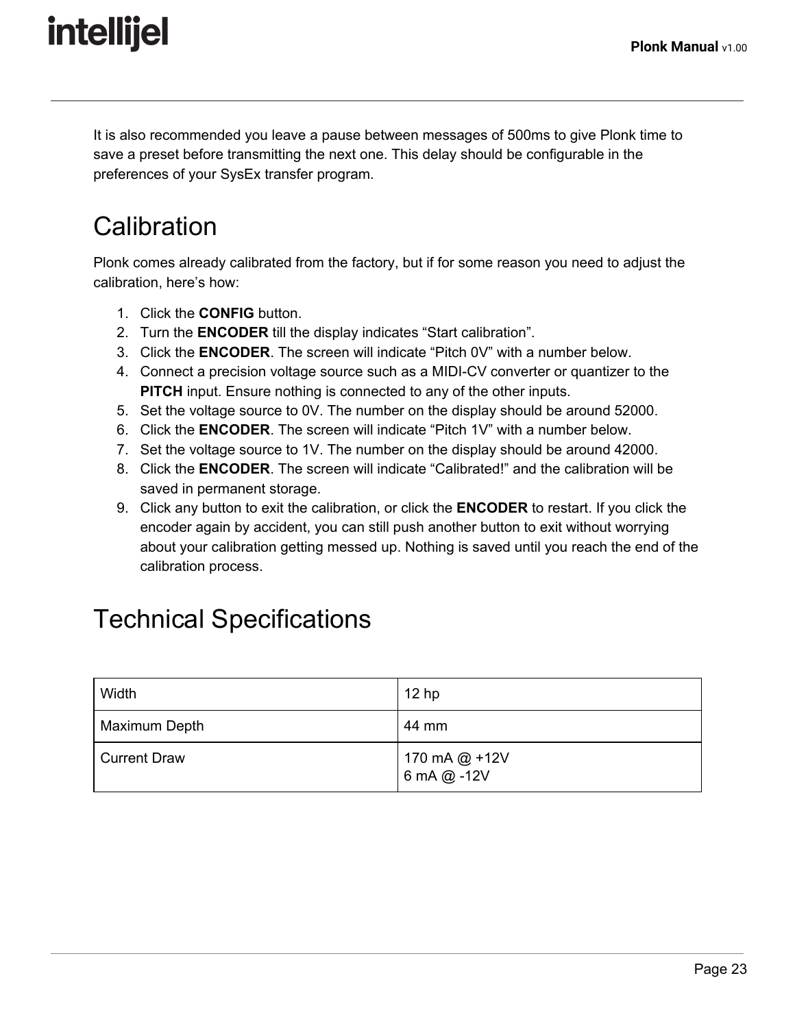It is also recommended you leave a pause between messages of 500ms to give Plonk time to save a preset before transmitting the next one. This delay should be configurable in the preferences of your SysEx transfer program.

# Calibration

Plonk comes already calibrated from the factory, but if for some reason you need to adjust the calibration, here's how:

1. Click the **CONFIG** button.
2. Turn the **ENCODER** till the display indicates "Start calibration".
3. Click the **ENCODER**. The screen will indicate "Pitch 0V" with a number below.
4. Connect a precision voltage source such as a MIDI-CV converter or quantizer to the **PITCH** input. Ensure nothing is connected to any of the other inputs.
5. Set the voltage source to 0V. The number on the display should be around 52000.
6. Click the **ENCODER**. The screen will indicate "Pitch 1V" with a number below.
7. Set the voltage source to 1V. The number on the display should be around 42000.
8. Click the **ENCODER**. The screen will indicate "Calibrated!" and the calibration will be saved in permanent storage.
9. Click any button to exit the calibration, or click the **ENCODER** to restart. If you click the encoder again by accident, you can still push another button to exit without worrying about your calibration getting messed up. Nothing is saved until you reach the end of the calibration process.

# Technical Specifications

| Width | 12 hp |
|---|---|
| Maximum Depth | 44 mm |
| Current Draw | 170 mA @ +12V<br>6 mA @ -12V |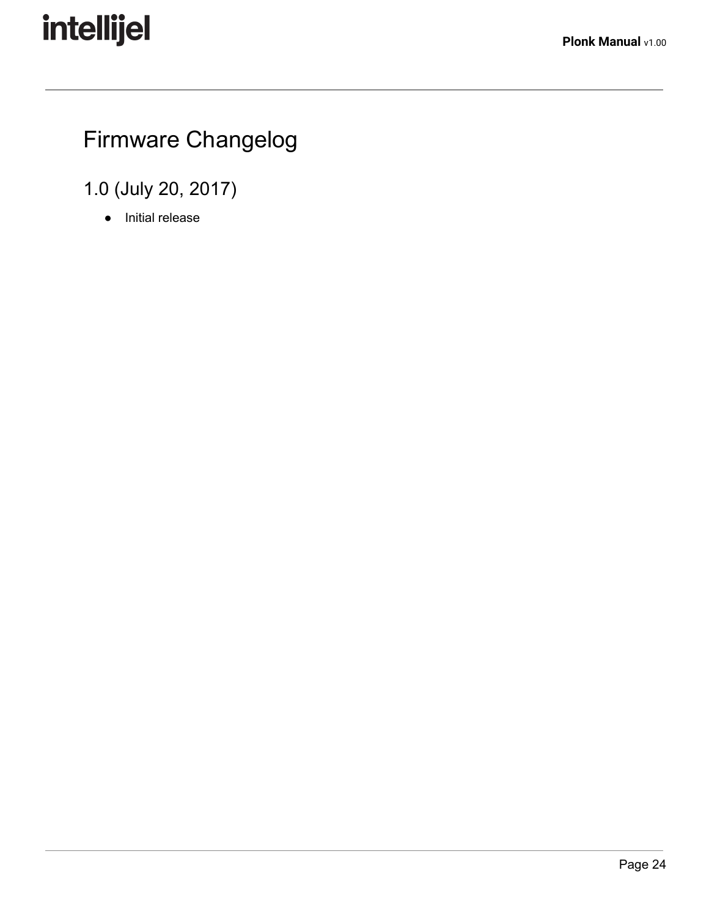# Firmware Changelog

## 1.0 (July 20, 2017)

- Initial release